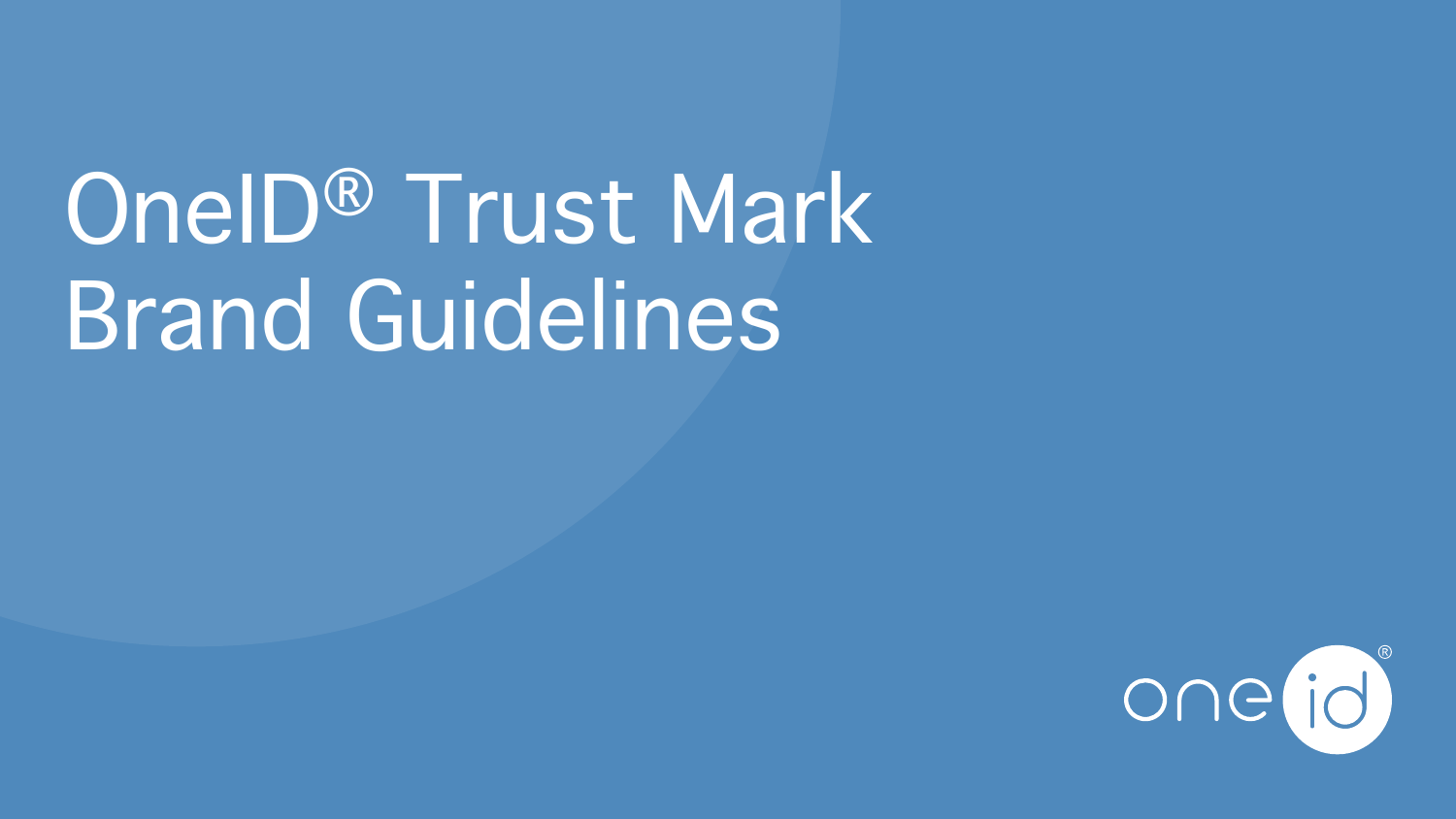# OneID® Trust Mark Brand Guidelines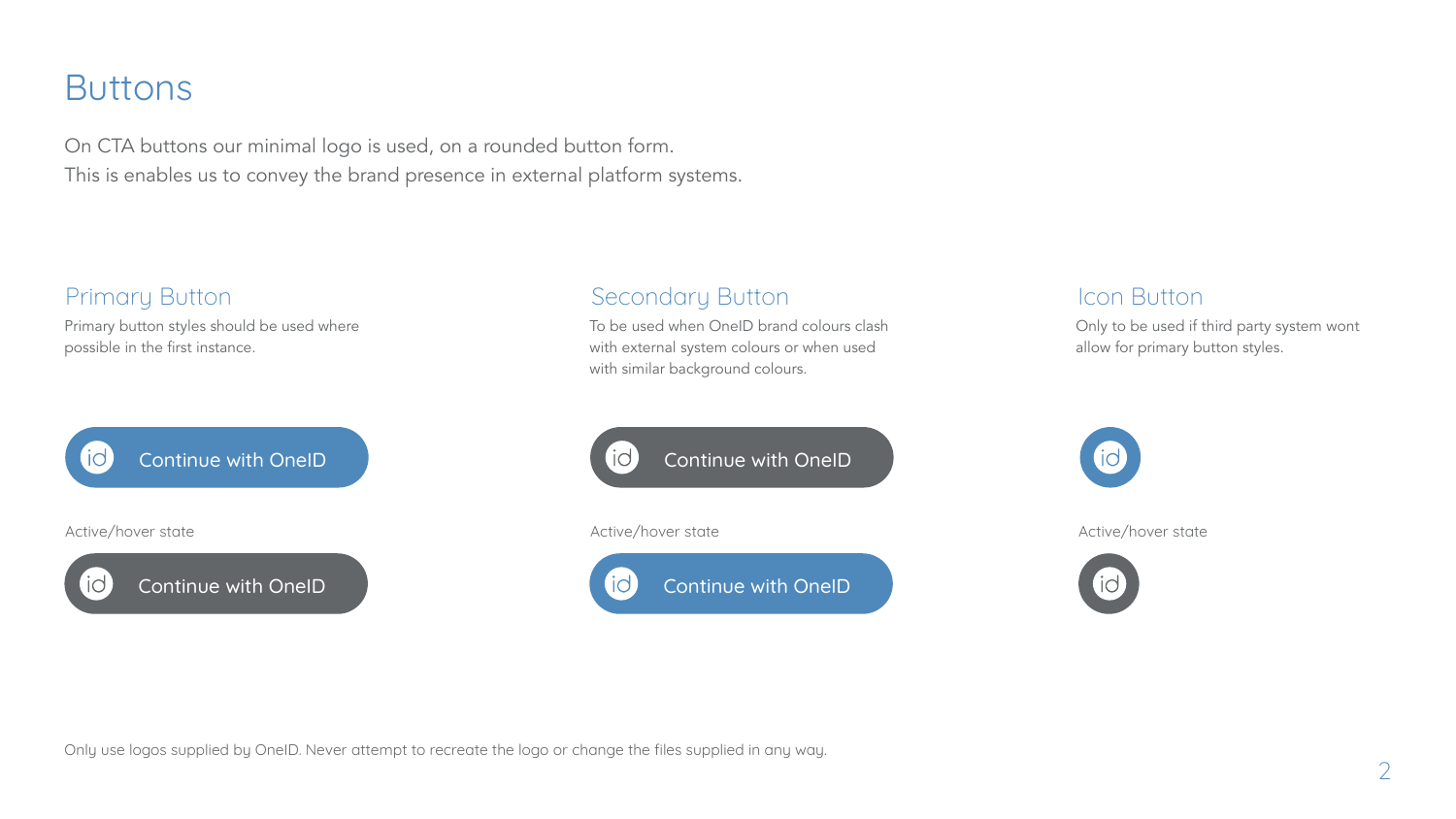# Buttons

On CTA buttons our minimal logo is used, on a rounded button form.
This is enables us to convey the brand presence in external platform systems.

## Primary Button

Primary button styles should be used where possible in the first instance.

Continue with OneID

Active/hover state

Continue with OneID

## Secondary Button

To be used when OneID brand colours clash with external system colours or when used with similar background colours.

Continue with OneID

Active/hover state

Continue with OneID

## Icon Button

Only to be used if third party system wont allow for primary button styles.

Active/hover state

Only use logos supplied by OneID. Never attempt to recreate the logo or change the files supplied in any way.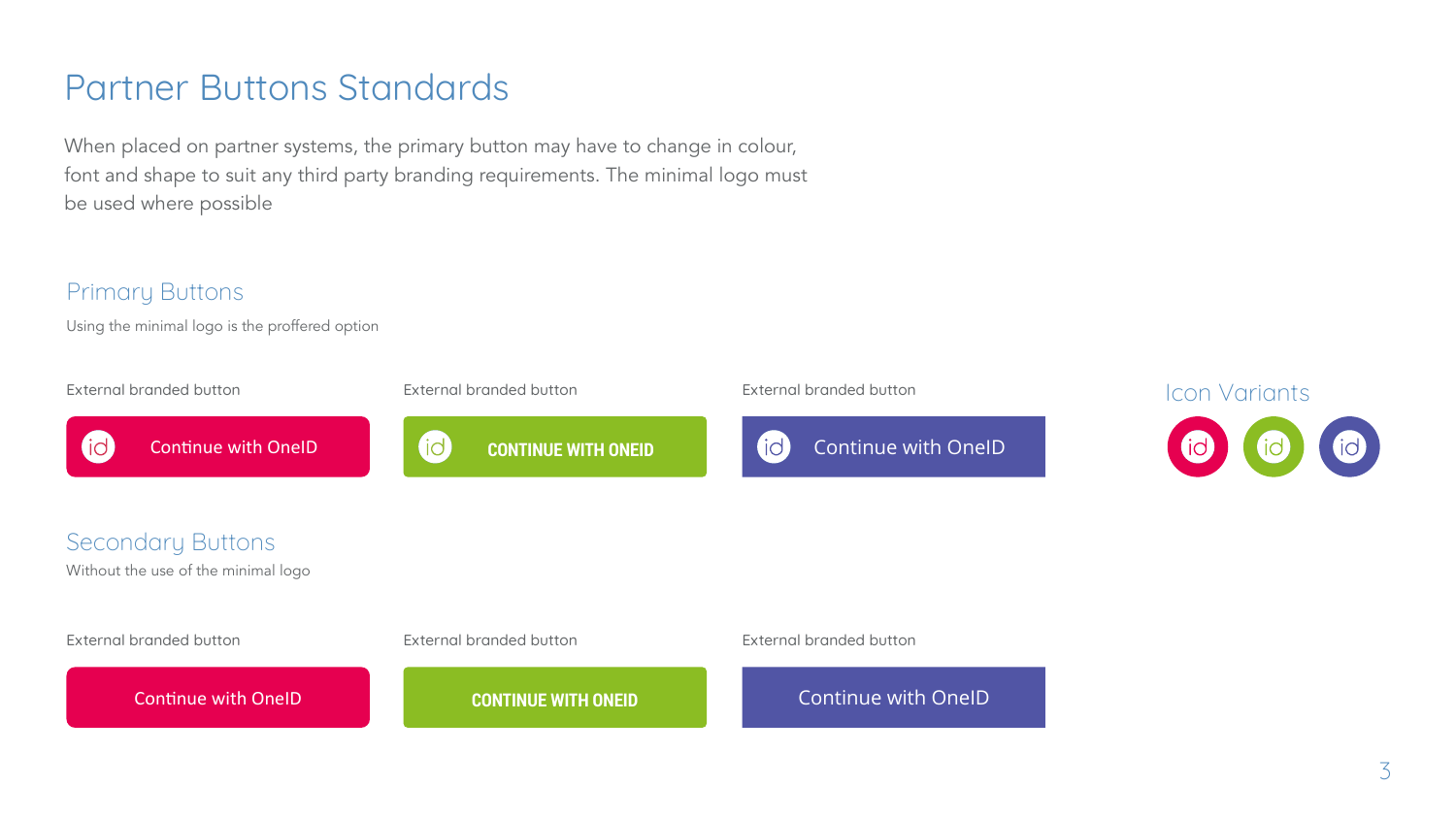# Partner Buttons Standards

When placed on partner systems, the primary button may have to change in colour, font and shape to suit any third party branding requirements. The minimal logo must be used where possible

## Primary Buttons

Using the minimal logo is the proffered option

External branded button

id Continue with OneID

External branded button

id CONTINUE WITH ONEID

External branded button

id Continue with OneID

## Icon Variants

id id id

## Secondary Buttons

Without the use of the minimal logo

External branded button

Continue with OneID

External branded button

CONTINUE WITH ONEID

External branded button

Continue with OneID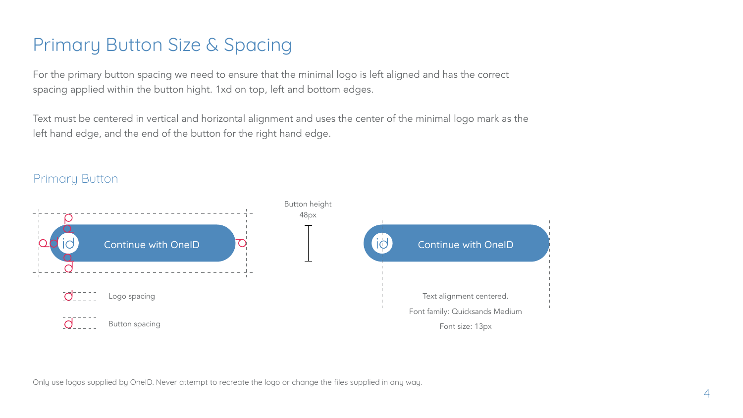# Primary Button Size & Spacing

For the primary button spacing we need to ensure that the minimal logo is left aligned and has the correct spacing applied within the button hight. 1xd on top, left and bottom edges.

Text must be centered in vertical and horizontal alignment and uses the center of the minimal logo mark as the left hand edge, and the end of the button for the right hand edge.

## Primary Button

Continue with OneID

Logo spacing

Button spacing

Button height
48px

Continue with OneID

Text alignment centered.

Font family: Quicksands Medium

Font size: 13px

Only use logos supplied by OneID. Never attempt to recreate the logo or change the files supplied in any way.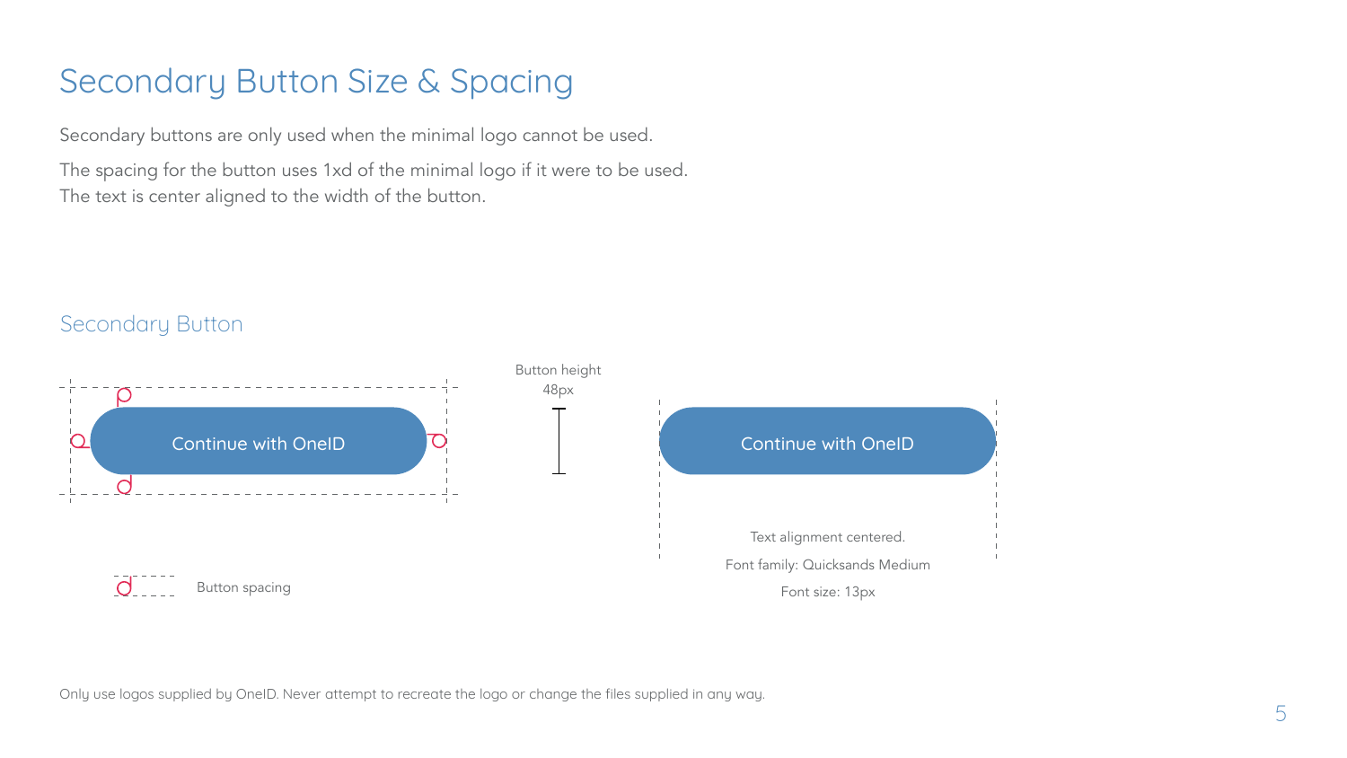# Secondary Button Size & Spacing

Secondary buttons are only used when the minimal logo cannot be used.

The spacing for the button uses 1xd of the minimal logo if it were to be used.
The text is center aligned to the width of the button.

## Secondary Button

Continue with OneID

Button spacing

Button height
48px

Continue with OneID

Text alignment centered.

Font family: Quicksands Medium

Font size: 13px

Only use logos supplied by OneID. Never attempt to recreate the logo or change the files supplied in any way.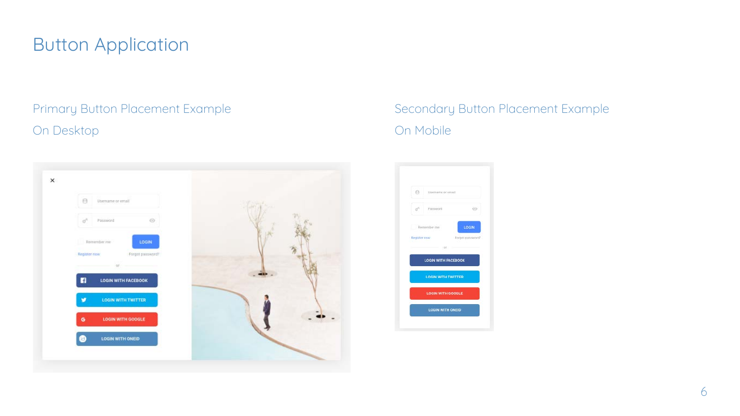# Button Application

## Primary Button Placement Example

On Desktop

Username or email

Password

Remember me

LOGIN

Register now

Forgot password?

or

LOGIN WITH FACEBOOK

LOGIN WITH TWITTER

LOGIN WITH GOOGLE

LOGIN WITH ONEID

## Secondary Button Placement Example

On Mobile

Username or email

Password

Remember me

LOGIN

Register now

Forgot password?

or

LOGIN WITH FACEBOOK

LOGIN WITH TWITTER

LOGIN WITH GOOGLE

LOGIN WITH ONEID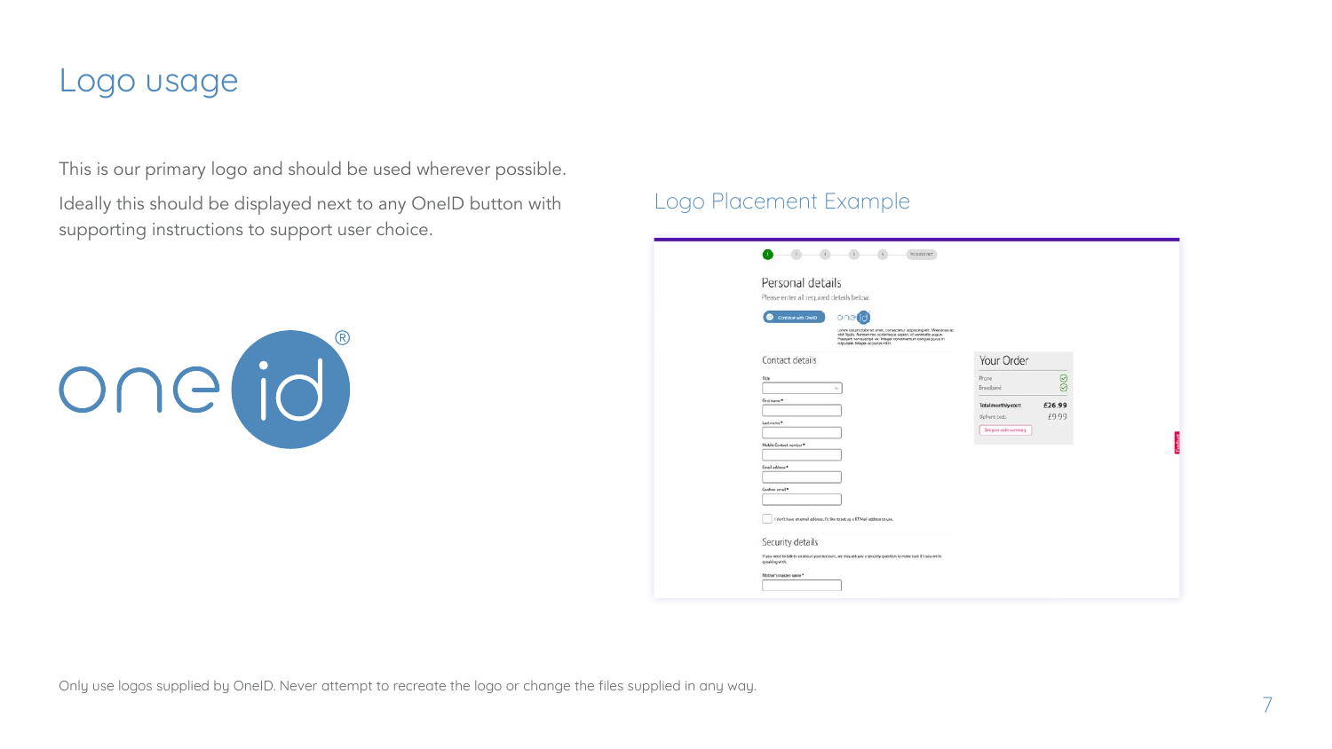# Logo usage

This is our primary logo and should be used wherever possible.

Ideally this should be displayed next to any OneID button with supporting instructions to support user choice.

## Logo Placement Example

Only use logos supplied by OneID. Never attempt to recreate the logo or change the files supplied in any way.